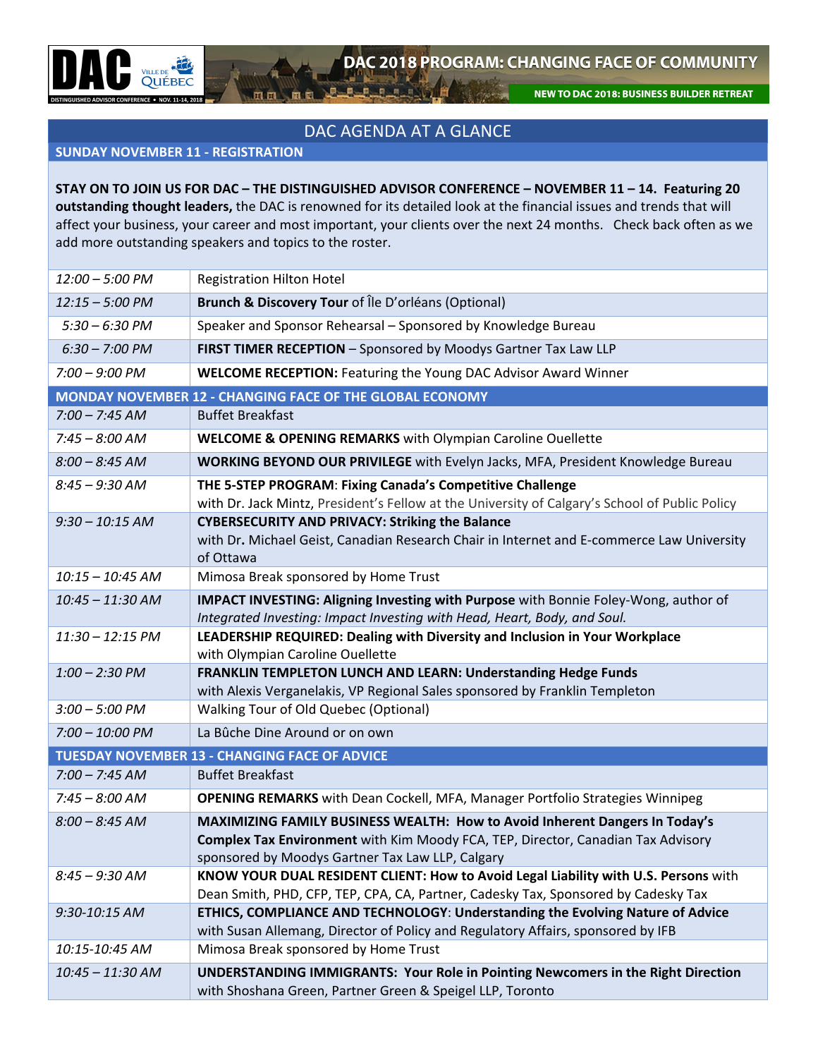# DAC 2018 PROGRAM: CHANGING FACE OF COMMUNITY

**NEW TO DAC 2018: BUSINESS BUILDER RETREAT**

## DAC AGENDA AT A GLANCE

### SUNDAY NOVEMBER 11 - REGISTRATION

**STAY ON TO JOIN US FOR DAC – THE DISTINGUISHED ADVISOR CONFERENCE – NOVEMBER 11 – 14. Featuring 20 outstanding thought leaders,** the DAC is renowned for its detailed look at the financial issues and trends that will affect your business, your career and most important, your clients over the next 24 months. Check back often as we add more outstanding speakers and topics to the roster.

| | |
|---|---|
| *12:00 – 5:00 PM* | Registration Hilton Hotel |
| *12:15 – 5:00 PM* | **Brunch & Discovery Tour** of Île D'orléans (Optional) |
| *5:30 – 6:30 PM* | Speaker and Sponsor Rehearsal – Sponsored by Knowledge Bureau |
| *6:30 – 7:00 PM* | **FIRST TIMER RECEPTION** – Sponsored by Moodys Gartner Tax Law LLP |
| *7:00 – 9:00 PM* | **WELCOME RECEPTION:** Featuring the Young DAC Advisor Award Winner |
| **MONDAY NOVEMBER 12 - CHANGING FACE OF THE GLOBAL ECONOMY** | |
| *7:00 – 7:45 AM* | Buffet Breakfast |
| *7:45 – 8:00 AM* | **WELCOME & OPENING REMARKS** with Olympian Caroline Ouellette |
| *8:00 – 8:45 AM* | **WORKING BEYOND OUR PRIVILEGE** with Evelyn Jacks, MFA, President Knowledge Bureau |
| *8:45 – 9:30 AM* | **THE 5-STEP PROGRAM**: **Fixing Canada's Competitive Challenge** with Dr. Jack Mintz, President's Fellow at the University of Calgary's School of Public Policy |
| *9:30 – 10:15 AM* | **CYBERSECURITY AND PRIVACY: Striking the Balance** with Dr. Michael Geist, Canadian Research Chair in Internet and E-commerce Law University of Ottawa |
| *10:15 – 10:45 AM* | Mimosa Break sponsored by Home Trust |
| *10:45 – 11:30 AM* | **IMPACT INVESTING: Aligning Investing with Purpose** with Bonnie Foley-Wong, author of *Integrated Investing: Impact Investing with Head, Heart, Body, and Soul.* |
| *11:30 – 12:15 PM* | **LEADERSHIP REQUIRED: Dealing with Diversity and Inclusion in Your Workplace** with Olympian Caroline Ouellette |
| *1:00 – 2:30 PM* | **FRANKLIN TEMPLETON LUNCH AND LEARN: Understanding Hedge Funds** with Alexis Verganelakis, VP Regional Sales sponsored by Franklin Templeton |
| *3:00 – 5:00 PM* | Walking Tour of Old Quebec (Optional) |
| *7:00 – 10:00 PM* | La Bûche Dine Around or on own |
| **TUESDAY NOVEMBER 13 - CHANGING FACE OF ADVICE** | |
| *7:00 – 7:45 AM* | Buffet Breakfast |
| *7:45 – 8:00 AM* | **OPENING REMARKS** with Dean Cockell, MFA, Manager Portfolio Strategies Winnipeg |
| *8:00 – 8:45 AM* | **MAXIMIZING FAMILY BUSINESS WEALTH: How to Avoid Inherent Dangers In Today's Complex Tax Environment** with Kim Moody FCA, TEP, Director, Canadian Tax Advisory sponsored by Moodys Gartner Tax Law LLP, Calgary |
| *8:45 – 9:30 AM* | **KNOW YOUR DUAL RESIDENT CLIENT: How to Avoid Legal Liability with U.S. Persons** with Dean Smith, PHD, CFP, TEP, CPA, CA, Partner, Cadesky Tax, Sponsored by Cadesky Tax |
| *9:30-10:15 AM* | **ETHICS, COMPLIANCE AND TECHNOLOGY**: **Understanding the Evolving Nature of Advice** with Susan Allemang, Director of Policy and Regulatory Affairs, sponsored by IFB |
| *10:15-10:45 AM* | Mimosa Break sponsored by Home Trust |
| *10:45 – 11:30 AM* | **UNDERSTANDING IMMIGRANTS: Your Role in Pointing Newcomers in the Right Direction** with Shoshana Green, Partner Green & Speigel LLP, Toronto |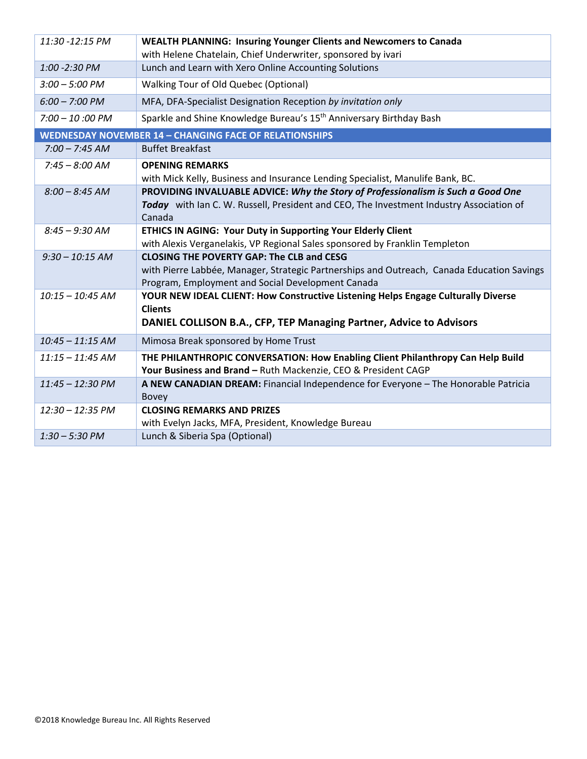| | |
|---|---|
| *11:30 -12:15 PM* | **WEALTH PLANNING: Insuring Younger Clients and Newcomers to Canada** with Helene Chatelain, Chief Underwriter, sponsored by ivari |
| *1:00 -2:30 PM* | Lunch and Learn with Xero Online Accounting Solutions |
| *3:00 – 5:00 PM* | Walking Tour of Old Quebec (Optional) |
| *6:00 – 7:00 PM* | MFA, DFA-Specialist Designation Reception *by invitation only* |
| *7:00 – 10 :00 PM* | Sparkle and Shine Knowledge Bureau's 15th Anniversary Birthday Bash |
| **WEDNESDAY NOVEMBER 14 – CHANGING FACE OF RELATIONSHIPS** | |
| *7:00 – 7:45 AM* | Buffet Breakfast |
| *7:45 – 8:00 AM* | **OPENING REMARKS** with Mick Kelly, Business and Insurance Lending Specialist, Manulife Bank, BC. |
| *8:00 – 8:45 AM* | **PROVIDING INVALUABLE ADVICE:** ***Why the Story of Professionalism is Such a Good One Today*** with Ian C. W. Russell, President and CEO, The Investment Industry Association of Canada |
| *8:45 – 9:30 AM* | **ETHICS IN AGING: Your Duty in Supporting Your Elderly Client** with Alexis Verganelakis, VP Regional Sales sponsored by Franklin Templeton |
| *9:30 – 10:15 AM* | **CLOSING THE POVERTY GAP: The CLB and CESG** with Pierre Labbée, Manager, Strategic Partnerships and Outreach, Canada Education Savings Program, Employment and Social Development Canada |
| *10:15 – 10:45 AM* | **YOUR NEW IDEAL CLIENT: How Constructive Listening Helps Engage Culturally Diverse Clients** **DANIEL COLLISON B.A., CFP, TEP Managing Partner, Advice to Advisors** |
| *10:45 – 11:15 AM* | Mimosa Break sponsored by Home Trust |
| *11:15 – 11:45 AM* | **THE PHILANTHROPIC CONVERSATION: How Enabling Client Philanthropy Can Help Build Your Business and Brand –** Ruth Mackenzie, CEO & President CAGP |
| *11:45 – 12:30 PM* | **A NEW CANADIAN DREAM:** Financial Independence for Everyone – The Honorable Patricia Bovey |
| *12:30 – 12:35 PM* | **CLOSING REMARKS AND PRIZES** with Evelyn Jacks, MFA, President, Knowledge Bureau |
| *1:30 – 5:30 PM* | Lunch & Siberia Spa (Optional) |

©2018 Knowledge Bureau Inc. All Rights Reserved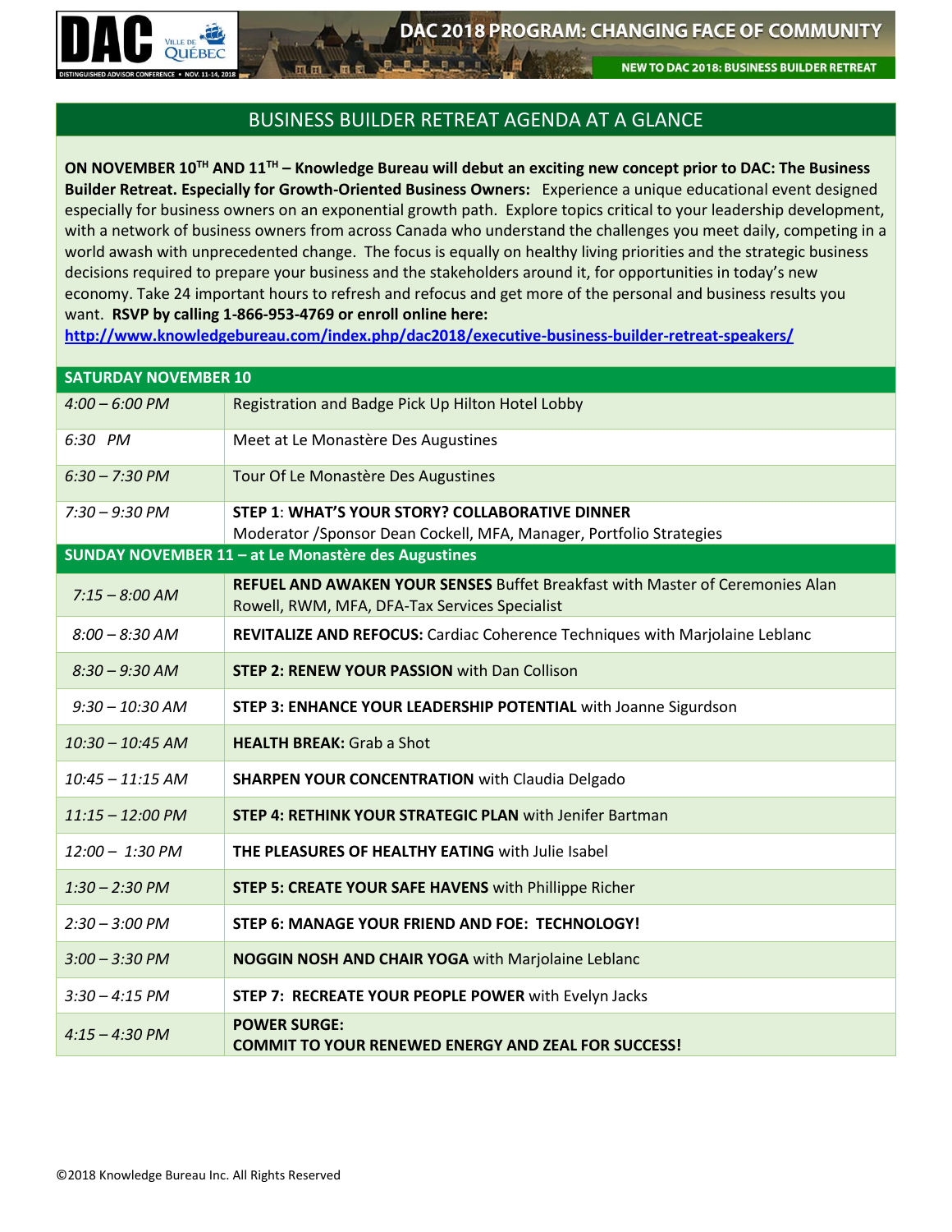DAC 2018 PROGRAM: CHANGING FACE OF COMMUNITY

NEW TO DAC 2018: BUSINESS BUILDER RETREAT

## BUSINESS BUILDER RETREAT AGENDA AT A GLANCE

**ON NOVEMBER 10TH AND 11TH – Knowledge Bureau will debut an exciting new concept prior to DAC: The Business Builder Retreat. Especially for Growth-Oriented Business Owners:** Experience a unique educational event designed especially for business owners on an exponential growth path. Explore topics critical to your leadership development, with a network of business owners from across Canada who understand the challenges you meet daily, competing in a world awash with unprecedented change. The focus is equally on healthy living priorities and the strategic business decisions required to prepare your business and the stakeholders around it, for opportunities in today's new economy. Take 24 important hours to refresh and refocus and get more of the personal and business results you want. **RSVP by calling 1-866-953-4769 or enroll online here:**
http://www.knowledgebureau.com/index.php/dac2018/executive-business-builder-retreat-speakers/

| | |
|---|---|
| **SATURDAY NOVEMBER 10** | |
| *4:00 – 6:00 PM* | Registration and Badge Pick Up Hilton Hotel Lobby |
| *6:30 PM* | Meet at Le Monastère Des Augustines |
| *6:30 – 7:30 PM* | Tour Of Le Monastère Des Augustines |
| *7:30 – 9:30 PM* | **STEP 1**: **WHAT'S YOUR STORY? COLLABORATIVE DINNER** Moderator /Sponsor Dean Cockell, MFA, Manager, Portfolio Strategies |
| **SUNDAY NOVEMBER 11 – at Le Monastère des Augustines** | |
| *7:15 – 8:00 AM* | **REFUEL AND AWAKEN YOUR SENSES** Buffet Breakfast with Master of Ceremonies Alan Rowell, RWM, MFA, DFA-Tax Services Specialist |
| *8:00 – 8:30 AM* | **REVITALIZE AND REFOCUS:** Cardiac Coherence Techniques with Marjolaine Leblanc |
| *8:30 – 9:30 AM* | **STEP 2: RENEW YOUR PASSION** with Dan Collison |
| *9:30 – 10:30 AM* | **STEP 3: ENHANCE YOUR LEADERSHIP POTENTIAL** with Joanne Sigurdson |
| *10:30 – 10:45 AM* | **HEALTH BREAK:** Grab a Shot |
| *10:45 – 11:15 AM* | **SHARPEN YOUR CONCENTRATION** with Claudia Delgado |
| *11:15 – 12:00 PM* | **STEP 4: RETHINK YOUR STRATEGIC PLAN** with Jenifer Bartman |
| *12:00 – 1:30 PM* | **THE PLEASURES OF HEALTHY EATING** with Julie Isabel |
| *1:30 – 2:30 PM* | **STEP 5: CREATE YOUR SAFE HAVENS** with Phillippe Richer |
| *2:30 – 3:00 PM* | **STEP 6: MANAGE YOUR FRIEND AND FOE: TECHNOLOGY!** |
| *3:00 – 3:30 PM* | **NOGGIN NOSH AND CHAIR YOGA** with Marjolaine Leblanc |
| *3:30 – 4:15 PM* | **STEP 7: RECREATE YOUR PEOPLE POWER** with Evelyn Jacks |
| *4:15 – 4:30 PM* | **POWER SURGE: COMMIT TO YOUR RENEWED ENERGY AND ZEAL FOR SUCCESS!** |

©2018 Knowledge Bureau Inc. All Rights Reserved